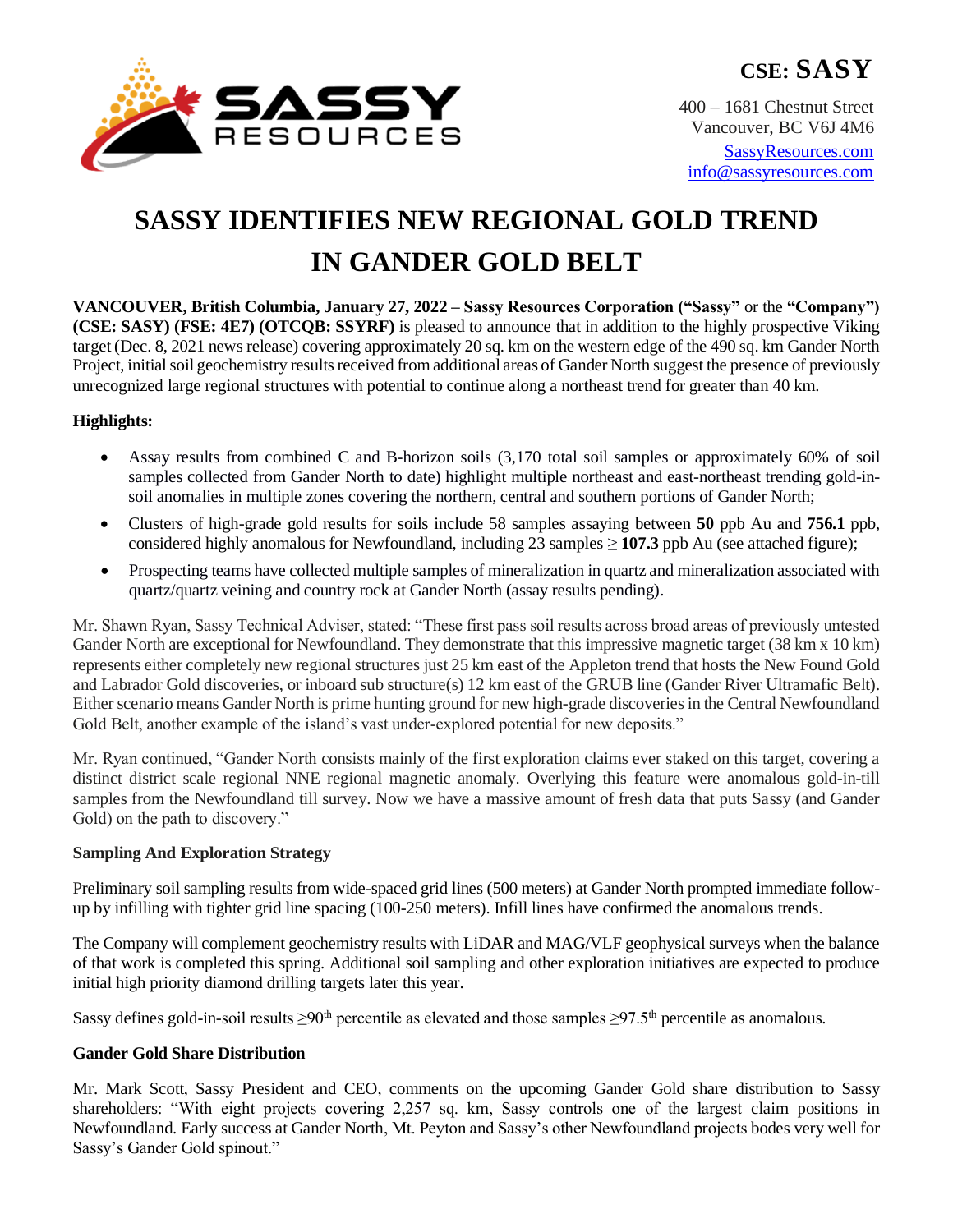**CSE: SASY**

400 – 1681 Chestnut Street
Vancouver, BC V6J 4M6
SassyResources.com
info@sassyresources.com

# SASSY IDENTIFIES NEW REGIONAL GOLD TREND IN GANDER GOLD BELT

**VANCOUVER, British Columbia, January 27, 2022 – Sassy Resources Corporation ("Sassy"** or the **"Company") (CSE: SASY) (FSE: 4E7) (OTCQB: SSYRF)** is pleased to announce that in addition to the highly prospective Viking target (Dec. 8, 2021 news release) covering approximately 20 sq. km on the western edge of the 490 sq. km Gander North Project, initial soil geochemistry results received from additional areas of Gander North suggest the presence of previously unrecognized large regional structures with potential to continue along a northeast trend for greater than 40 km.

**Highlights:**

- Assay results from combined C and B-horizon soils (3,170 total soil samples or approximately 60% of soil samples collected from Gander North to date) highlight multiple northeast and east-northeast trending gold-in-soil anomalies in multiple zones covering the northern, central and southern portions of Gander North;
- Clusters of high-grade gold results for soils include 58 samples assaying between **50** ppb Au and **756.1** ppb, considered highly anomalous for Newfoundland, including 23 samples ≥ **107.3** ppb Au (see attached figure);
- Prospecting teams have collected multiple samples of mineralization in quartz and mineralization associated with quartz/quartz veining and country rock at Gander North (assay results pending).

Mr. Shawn Ryan, Sassy Technical Adviser, stated: "These first pass soil results across broad areas of previously untested Gander North are exceptional for Newfoundland. They demonstrate that this impressive magnetic target (38 km x 10 km) represents either completely new regional structures just 25 km east of the Appleton trend that hosts the New Found Gold and Labrador Gold discoveries, or inboard sub structure(s) 12 km east of the GRUB line (Gander River Ultramafic Belt). Either scenario means Gander North is prime hunting ground for new high-grade discoveries in the Central Newfoundland Gold Belt, another example of the island's vast under-explored potential for new deposits."

Mr. Ryan continued, "Gander North consists mainly of the first exploration claims ever staked on this target, covering a distinct district scale regional NNE regional magnetic anomaly. Overlying this feature were anomalous gold-in-till samples from the Newfoundland till survey. Now we have a massive amount of fresh data that puts Sassy (and Gander Gold) on the path to discovery."

**Sampling And Exploration Strategy**

Preliminary soil sampling results from wide-spaced grid lines (500 meters) at Gander North prompted immediate follow-up by infilling with tighter grid line spacing (100-250 meters). Infill lines have confirmed the anomalous trends.

The Company will complement geochemistry results with LiDAR and MAG/VLF geophysical surveys when the balance of that work is completed this spring. Additional soil sampling and other exploration initiatives are expected to produce initial high priority diamond drilling targets later this year.

Sassy defines gold-in-soil results ≥90$^{th}$ percentile as elevated and those samples ≥97.5$^{th}$ percentile as anomalous.

**Gander Gold Share Distribution**

Mr. Mark Scott, Sassy President and CEO, comments on the upcoming Gander Gold share distribution to Sassy shareholders: "With eight projects covering 2,257 sq. km, Sassy controls one of the largest claim positions in Newfoundland. Early success at Gander North, Mt. Peyton and Sassy's other Newfoundland projects bodes very well for Sassy's Gander Gold spinout."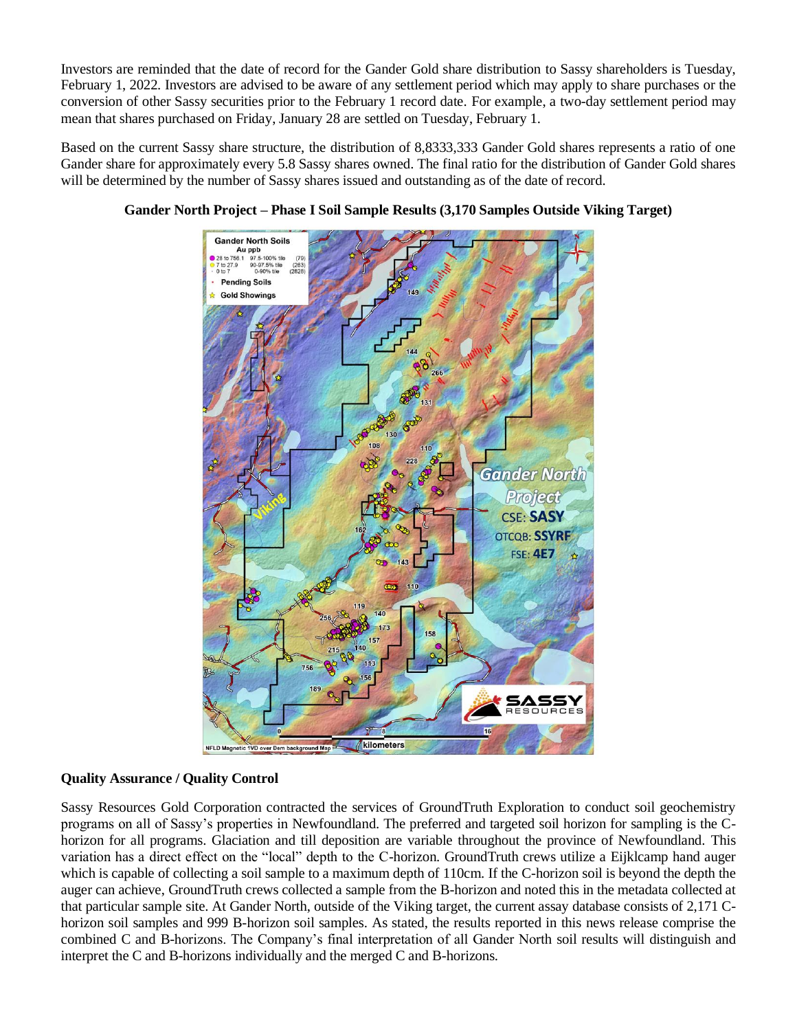Investors are reminded that the date of record for the Gander Gold share distribution to Sassy shareholders is Tuesday, February 1, 2022. Investors are advised to be aware of any settlement period which may apply to share purchases or the conversion of other Sassy securities prior to the February 1 record date. For example, a two-day settlement period may mean that shares purchased on Friday, January 28 are settled on Tuesday, February 1.

Based on the current Sassy share structure, the distribution of 8,8333,333 Gander Gold shares represents a ratio of one Gander share for approximately every 5.8 Sassy shares owned. The final ratio for the distribution of Gander Gold shares will be determined by the number of Sassy shares issued and outstanding as of the date of record.

**Gander North Project – Phase I Soil Sample Results (3,170 Samples Outside Viking Target)**

**Quality Assurance / Quality Control**

Sassy Resources Gold Corporation contracted the services of GroundTruth Exploration to conduct soil geochemistry programs on all of Sassy's properties in Newfoundland. The preferred and targeted soil horizon for sampling is the C-horizon for all programs. Glaciation and till deposition are variable throughout the province of Newfoundland. This variation has a direct effect on the "local" depth to the C-horizon. GroundTruth crews utilize a Eijklcamp hand auger which is capable of collecting a soil sample to a maximum depth of 110cm. If the C-horizon soil is beyond the depth the auger can achieve, GroundTruth crews collected a sample from the B-horizon and noted this in the metadata collected at that particular sample site. At Gander North, outside of the Viking target, the current assay database consists of 2,171 C-horizon soil samples and 999 B-horizon soil samples. As stated, the results reported in this news release comprise the combined C and B-horizons. The Company's final interpretation of all Gander North soil results will distinguish and interpret the C and B-horizons individually and the merged C and B-horizons.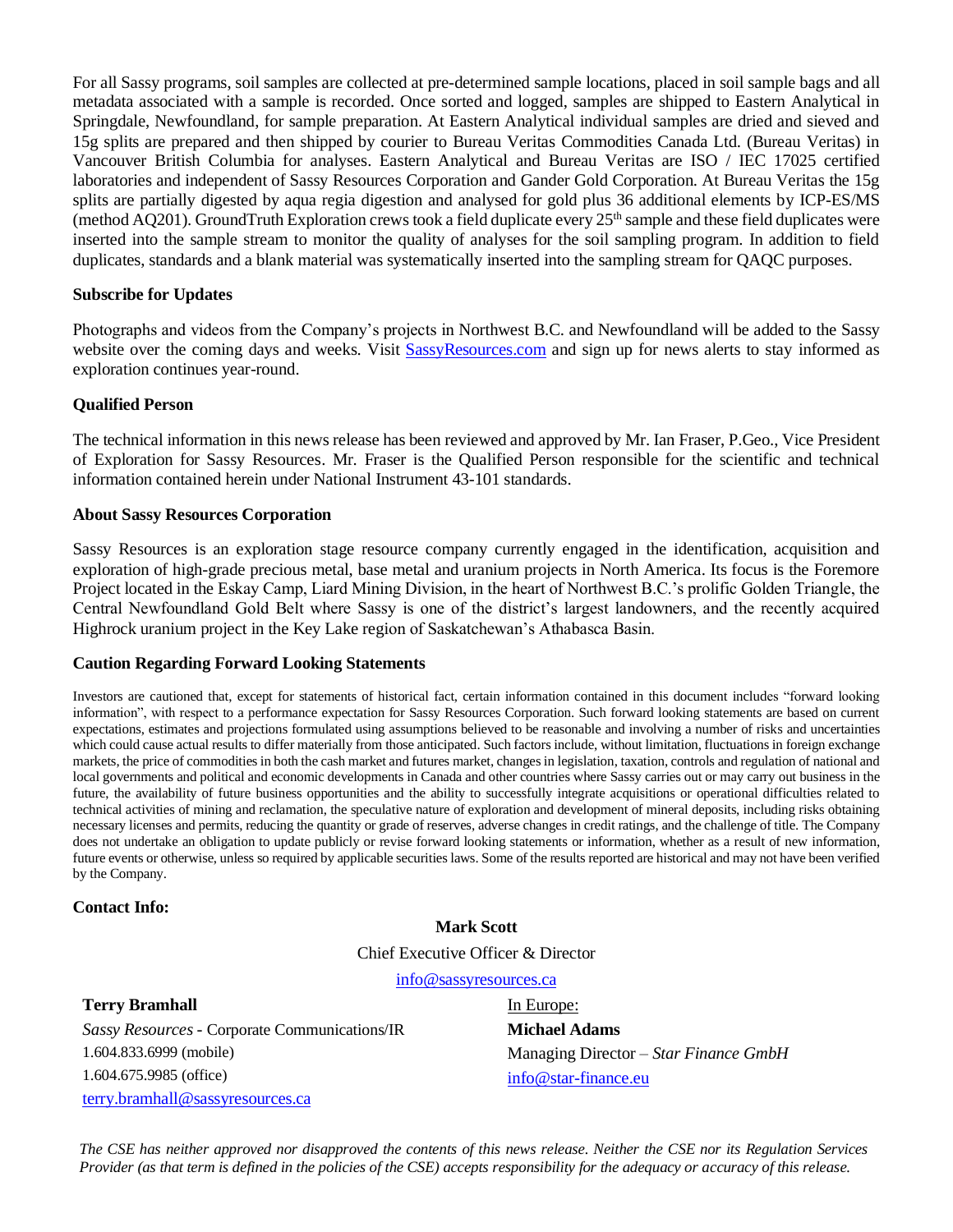For all Sassy programs, soil samples are collected at pre-determined sample locations, placed in soil sample bags and all metadata associated with a sample is recorded. Once sorted and logged, samples are shipped to Eastern Analytical in Springdale, Newfoundland, for sample preparation. At Eastern Analytical individual samples are dried and sieved and 15g splits are prepared and then shipped by courier to Bureau Veritas Commodities Canada Ltd. (Bureau Veritas) in Vancouver British Columbia for analyses. Eastern Analytical and Bureau Veritas are ISO / IEC 17025 certified laboratories and independent of Sassy Resources Corporation and Gander Gold Corporation. At Bureau Veritas the 15g splits are partially digested by aqua regia digestion and analysed for gold plus 36 additional elements by ICP-ES/MS (method AQ201). GroundTruth Exploration crews took a field duplicate every 25th sample and these field duplicates were inserted into the sample stream to monitor the quality of analyses for the soil sampling program. In addition to field duplicates, standards and a blank material was systematically inserted into the sampling stream for QAQC purposes.

**Subscribe for Updates**

Photographs and videos from the Company's projects in Northwest B.C. and Newfoundland will be added to the Sassy website over the coming days and weeks. Visit [SassyResources.com](SassyResources.com) and sign up for news alerts to stay informed as exploration continues year-round.

**Qualified Person**

The technical information in this news release has been reviewed and approved by Mr. Ian Fraser, P.Geo., Vice President of Exploration for Sassy Resources. Mr. Fraser is the Qualified Person responsible for the scientific and technical information contained herein under National Instrument 43-101 standards.

**About Sassy Resources Corporation**

Sassy Resources is an exploration stage resource company currently engaged in the identification, acquisition and exploration of high-grade precious metal, base metal and uranium projects in North America. Its focus is the Foremore Project located in the Eskay Camp, Liard Mining Division, in the heart of Northwest B.C.'s prolific Golden Triangle, the Central Newfoundland Gold Belt where Sassy is one of the district's largest landowners, and the recently acquired Highrock uranium project in the Key Lake region of Saskatchewan's Athabasca Basin.

**Caution Regarding Forward Looking Statements**

Investors are cautioned that, except for statements of historical fact, certain information contained in this document includes "forward looking information", with respect to a performance expectation for Sassy Resources Corporation. Such forward looking statements are based on current expectations, estimates and projections formulated using assumptions believed to be reasonable and involving a number of risks and uncertainties which could cause actual results to differ materially from those anticipated. Such factors include, without limitation, fluctuations in foreign exchange markets, the price of commodities in both the cash market and futures market, changes in legislation, taxation, controls and regulation of national and local governments and political and economic developments in Canada and other countries where Sassy carries out or may carry out business in the future, the availability of future business opportunities and the ability to successfully integrate acquisitions or operational difficulties related to technical activities of mining and reclamation, the speculative nature of exploration and development of mineral deposits, including risks obtaining necessary licenses and permits, reducing the quantity or grade of reserves, adverse changes in credit ratings, and the challenge of title. The Company does not undertake an obligation to update publicly or revise forward looking statements or information, whether as a result of new information, future events or otherwise, unless so required by applicable securities laws. Some of the results reported are historical and may not have been verified by the Company.

**Contact Info:**

**Mark Scott**
Chief Executive Officer & Director
info@sassyresources.ca

**Terry Bramhall**
*Sassy Resources* - Corporate Communications/IR
1.604.833.6999 (mobile)
1.604.675.9985 (office)
terry.bramhall@sassyresources.ca

In Europe:
**Michael Adams**
Managing Director – *Star Finance GmbH*
info@star-finance.eu

*The CSE has neither approved nor disapproved the contents of this news release. Neither the CSE nor its Regulation Services Provider (as that term is defined in the policies of the CSE) accepts responsibility for the adequacy or accuracy of this release.*